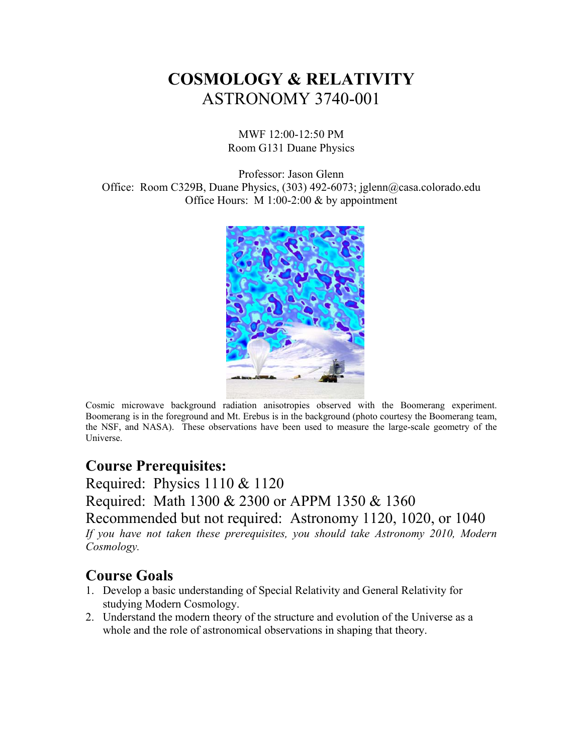# COSMOLOGY & RELATIVITY

## ASTRONOMY 3740-001

MWF 12:00-12:50 PM
Room G131 Duane Physics

Professor: Jason Glenn
Office: Room C329B, Duane Physics, (303) 492-6073; jglenn@casa.colorado.edu
Office Hours: M 1:00-2:00 & by appointment

Cosmic microwave background radiation anisotropies observed with the Boomerang experiment. Boomerang is in the foreground and Mt. Erebus is in the background (photo courtesy the Boomerang team, the NSF, and NASA). These observations have been used to measure the large-scale geometry of the Universe.

## Course Prerequisites:

Required: Physics 1110 & 1120

Required: Math 1300 & 2300 or APPM 1350 & 1360

Recommended but not required: Astronomy 1120, 1020, or 1040

*If you have not taken these prerequisites, you should take Astronomy 2010, Modern Cosmology.*

## Course Goals

1. Develop a basic understanding of Special Relativity and General Relativity for studying Modern Cosmology.
2. Understand the modern theory of the structure and evolution of the Universe as a whole and the role of astronomical observations in shaping that theory.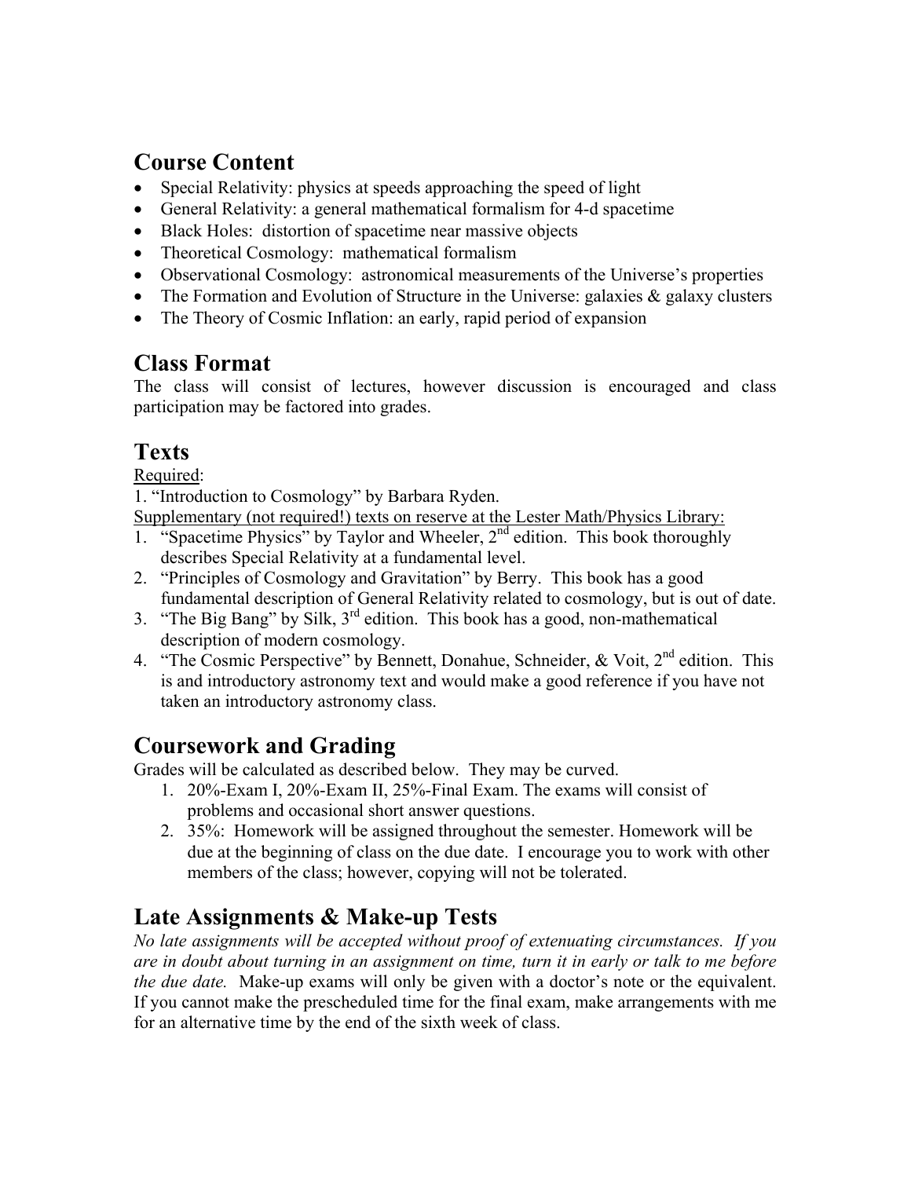## Course Content

- Special Relativity: physics at speeds approaching the speed of light
- General Relativity: a general mathematical formalism for 4-d spacetime
- Black Holes: distortion of spacetime near massive objects
- Theoretical Cosmology: mathematical formalism
- Observational Cosmology: astronomical measurements of the Universe's properties
- The Formation and Evolution of Structure in the Universe: galaxies & galaxy clusters
- The Theory of Cosmic Inflation: an early, rapid period of expansion

## Class Format

The class will consist of lectures, however discussion is encouraged and class participation may be factored into grades.

## Texts

<u>Required</u>:

1. "Introduction to Cosmology" by Barbara Ryden.

<u>Supplementary (not required!) texts on reserve at the Lester Math/Physics Library:</u>

1. "Spacetime Physics" by Taylor and Wheeler, 2nd edition. This book thoroughly describes Special Relativity at a fundamental level.
2. "Principles of Cosmology and Gravitation" by Berry. This book has a good fundamental description of General Relativity related to cosmology, but is out of date.
3. "The Big Bang" by Silk, 3rd edition. This book has a good, non-mathematical description of modern cosmology.
4. "The Cosmic Perspective" by Bennett, Donahue, Schneider, & Voit, 2nd edition. This is and introductory astronomy text and would make a good reference if you have not taken an introductory astronomy class.

## Coursework and Grading

Grades will be calculated as described below. They may be curved.

1. 20%-Exam I, 20%-Exam II, 25%-Final Exam. The exams will consist of problems and occasional short answer questions.
2. 35%: Homework will be assigned throughout the semester. Homework will be due at the beginning of class on the due date. I encourage you to work with other members of the class; however, copying will not be tolerated.

## Late Assignments & Make-up Tests

*No late assignments will be accepted without proof of extenuating circumstances. If you are in doubt about turning in an assignment on time, turn it in early or talk to me before the due date.* Make-up exams will only be given with a doctor's note or the equivalent. If you cannot make the prescheduled time for the final exam, make arrangements with me for an alternative time by the end of the sixth week of class.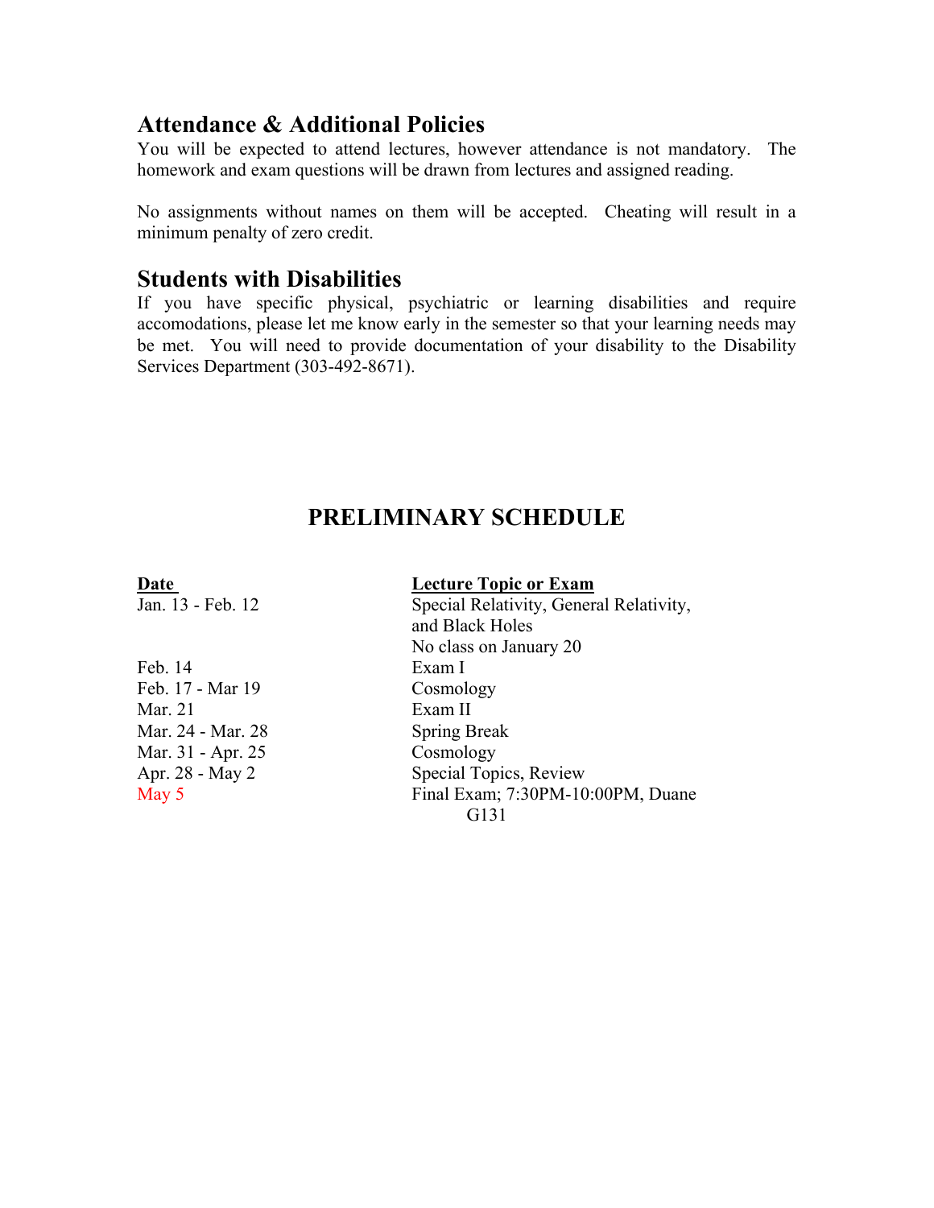## Attendance & Additional Policies

You will be expected to attend lectures, however attendance is not mandatory. The homework and exam questions will be drawn from lectures and assigned reading.

No assignments without names on them will be accepted. Cheating will result in a minimum penalty of zero credit.

## Students with Disabilities

If you have specific physical, psychiatric or learning disabilities and require accomodations, please let me know early in the semester so that your learning needs may be met. You will need to provide documentation of your disability to the Disability Services Department (303-492-8671).

## PRELIMINARY SCHEDULE

| **Date** | **Lecture Topic or Exam** |
|---|---|
| Jan. 13 - Feb. 12 | Special Relativity, General Relativity, and Black Holes<br>No class on January 20 |
| Feb. 14 | Exam I |
| Feb. 17 - Mar 19 | Cosmology |
| Mar. 21 | Exam II |
| Mar. 24 - Mar. 28 | Spring Break |
| Mar. 31 - Apr. 25 | Cosmology |
| Apr. 28 - May 2 | Special Topics, Review |
| May 5 | Final Exam; 7:30PM-10:00PM, Duane G131 |